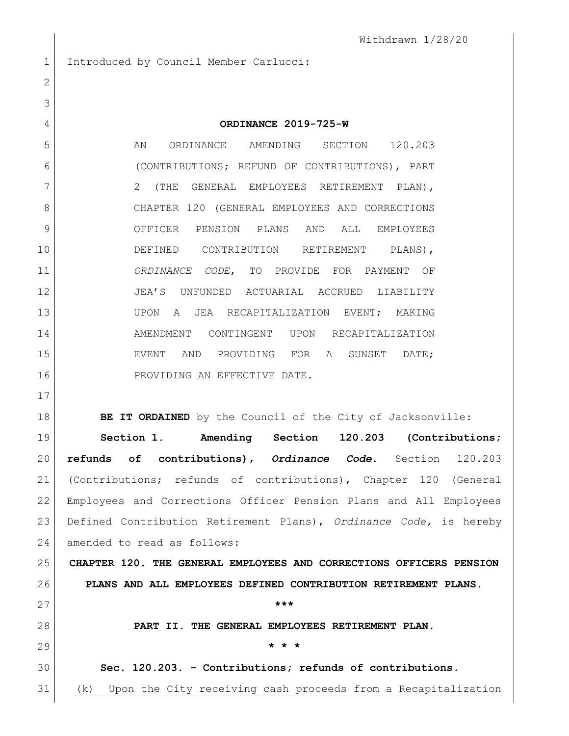Withdrawn 1/28/20

Introduced by Council Member Carlucci:

**ORDINANCE 2019-725-W**

AN ORDINANCE AMENDING SECTION 120.203 (CONTRIBUTIONS; REFUND OF CONTRIBUTIONS), PART 2 (THE GENERAL EMPLOYEES RETIREMENT PLAN), CHAPTER 120 (GENERAL EMPLOYEES AND CORRECTIONS OFFICER PENSION PLANS AND ALL EMPLOYEES DEFINED CONTRIBUTION RETIREMENT PLANS), *ORDINANCE CODE*, TO PROVIDE FOR PAYMENT OF JEA'S UNFUNDED ACTUARIAL ACCRUED LIABILITY UPON A JEA RECAPITALIZATION EVENT; MAKING AMENDMENT CONTINGENT UPON RECAPITALIZATION EVENT AND PROVIDING FOR A SUNSET DATE; PROVIDING AN EFFECTIVE DATE.

**BE IT ORDAINED** by the Council of the City of Jacksonville:

**Section 1. Amending Section 120.203 (Contributions; refunds of contributions), *Ordinance Code*.** Section 120.203 (Contributions; refunds of contributions), Chapter 120 (General Employees and Corrections Officer Pension Plans and All Employees Defined Contribution Retirement Plans), *Ordinance Code,* is hereby amended to read as follows:

**CHAPTER 120. THE GENERAL EMPLOYEES AND CORRECTIONS OFFICERS PENSION PLANS AND ALL EMPLOYEES DEFINED CONTRIBUTION RETIREMENT PLANS.**

**\*\*\***

**PART II. THE GENERAL EMPLOYEES RETIREMENT PLAN.**

**\* \* \***

**Sec. 120.203. - Contributions; refunds of contributions.**

<u>(k) Upon the City receiving cash proceeds from a Recapitalization</u>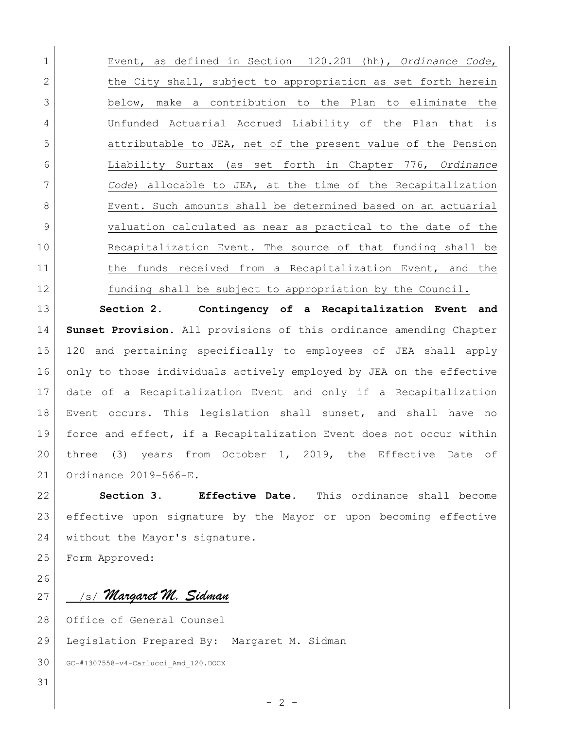Event, as defined in Section 120.201 (hh), *Ordinance Code*, the City shall, subject to appropriation as set forth herein below, make a contribution to the Plan to eliminate the Unfunded Actuarial Accrued Liability of the Plan that is attributable to JEA, net of the present value of the Pension Liability Surtax (as set forth in Chapter 776, *Ordinance Code*) allocable to JEA, at the time of the Recapitalization Event. Such amounts shall be determined based on an actuarial valuation calculated as near as practical to the date of the Recapitalization Event. The source of that funding shall be the funds received from a Recapitalization Event, and the funding shall be subject to appropriation by the Council.

**Section 2. Contingency of a Recapitalization Event and Sunset Provision.** All provisions of this ordinance amending Chapter 120 and pertaining specifically to employees of JEA shall apply only to those individuals actively employed by JEA on the effective date of a Recapitalization Event and only if a Recapitalization Event occurs. This legislation shall sunset, and shall have no force and effect, if a Recapitalization Event does not occur within three (3) years from October 1, 2019, the Effective Date of Ordinance 2019-566-E.

**Section 3. Effective Date.** This ordinance shall become effective upon signature by the Mayor or upon becoming effective without the Mayor's signature.

Form Approved:

/s/ *Margaret M. Sidman*

Office of General Counsel

Legislation Prepared By: Margaret M. Sidman

GC-#1307558-v4-Carlucci_Amd_120.DOCX